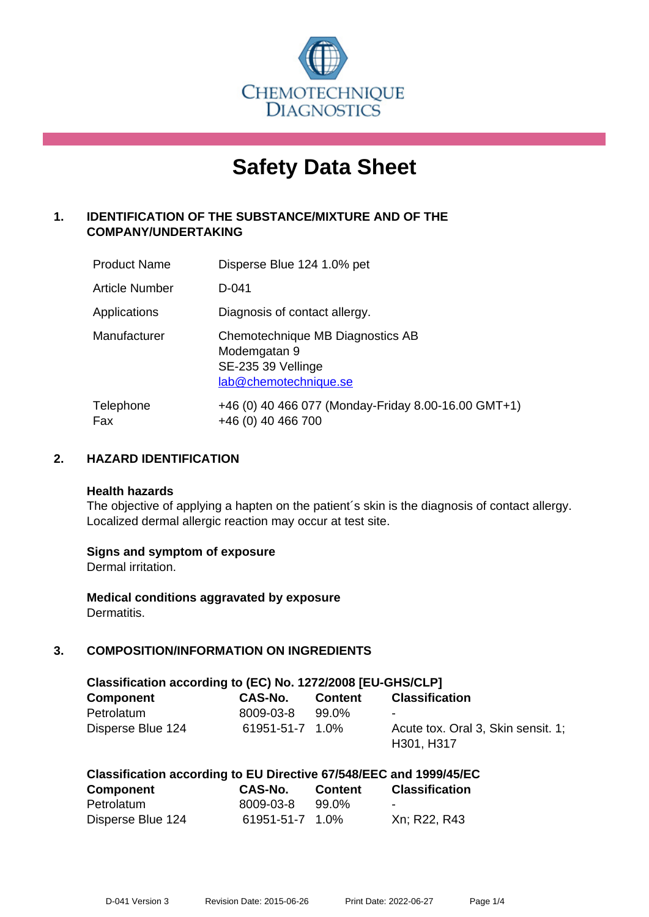CHEMOTECHNIQUE DIAGNOSTICS

# Safety Data Sheet

## 1. IDENTIFICATION OF THE SUBSTANCE/MIXTURE AND OF THE COMPANY/UNDERTAKING

| | |
|---|---|
| Product Name | Disperse Blue 124 1.0% pet |
| Article Number | D-041 |
| Applications | Diagnosis of contact allergy. |
| Manufacturer | Chemotechnique MB Diagnostics AB<br>Modemgatan 9<br>SE-235 39 Vellinge<br>lab@chemotechnique.se |
| Telephone<br>Fax | +46 (0) 40 466 077 (Monday-Friday 8.00-16.00 GMT+1)<br>+46 (0) 40 466 700 |

## 2. HAZARD IDENTIFICATION

**Health hazards**
The objective of applying a hapten on the patient´s skin is the diagnosis of contact allergy. Localized dermal allergic reaction may occur at test site.

**Signs and symptom of exposure**
Dermal irritation.

**Medical conditions aggravated by exposure**
Dermatitis.

## 3. COMPOSITION/INFORMATION ON INGREDIENTS

**Classification according to (EC) No. 1272/2008 [EU-GHS/CLP]**

| Component | CAS-No. | Content | Classification |
|---|---|---|---|
| Petrolatum | 8009-03-8 | 99.0% | - |
| Disperse Blue 124 | 61951-51-7 | 1.0% | Acute tox. Oral 3, Skin sensit. 1; H301, H317 |

**Classification according to EU Directive 67/548/EEC and 1999/45/EC**

| Component | CAS-No. | Content | Classification |
|---|---|---|---|
| Petrolatum | 8009-03-8 | 99.0% | - |
| Disperse Blue 124 | 61951-51-7 | 1.0% | Xn; R22, R43 |

D-041 Version 3 Revision Date: 2015-06-26 Print Date: 2022-06-27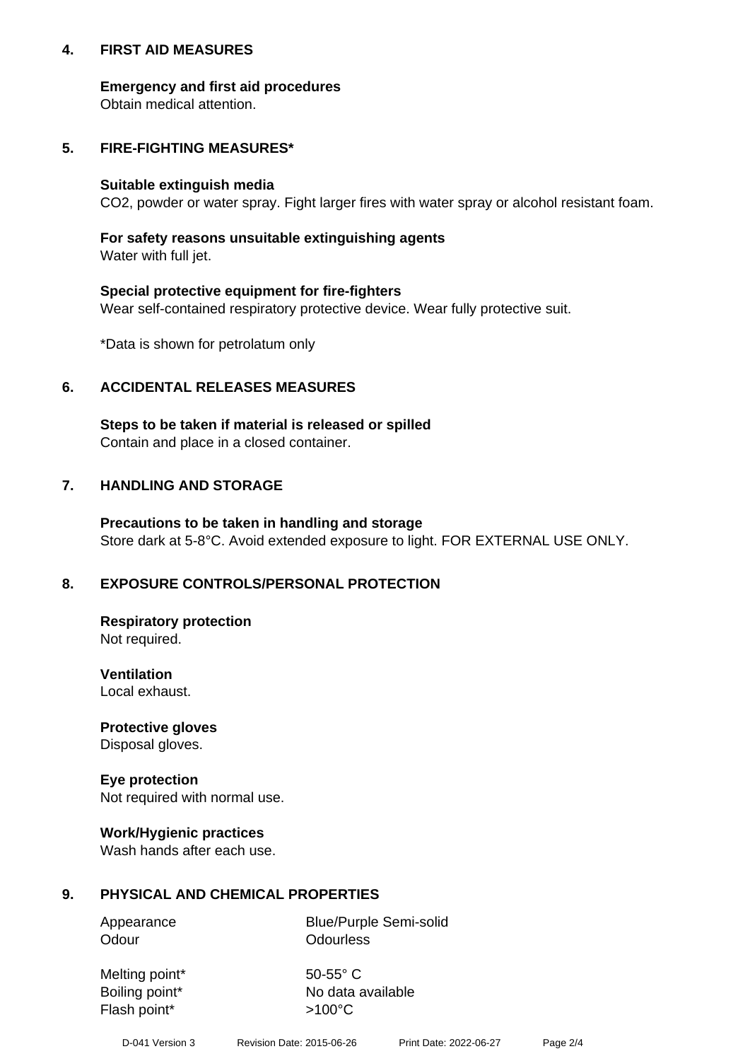## 4. FIRST AID MEASURES

**Emergency and first aid procedures**
Obtain medical attention.

## 5. FIRE-FIGHTING MEASURES*

**Suitable extinguish media**
$CO_2$, powder or water spray. Fight larger fires with water spray or alcohol resistant foam.

**For safety reasons unsuitable extinguishing agents**
Water with full jet.

**Special protective equipment for fire-fighters**
Wear self-contained respiratory protective device. Wear fully protective suit.

*Data is shown for petrolatum only

## 6. ACCIDENTAL RELEASES MEASURES

**Steps to be taken if material is released or spilled**
Contain and place in a closed container.

## 7. HANDLING AND STORAGE

**Precautions to be taken in handling and storage**
Store dark at 5-8°C. Avoid extended exposure to light. FOR EXTERNAL USE ONLY.

## 8. EXPOSURE CONTROLS/PERSONAL PROTECTION

**Respiratory protection**
Not required.

**Ventilation**
Local exhaust.

**Protective gloves**
Disposal gloves.

**Eye protection**
Not required with normal use.

**Work/Hygienic practices**
Wash hands after each use.

## 9. PHYSICAL AND CHEMICAL PROPERTIES

| | |
|---|---|
| Appearance | Blue/Purple Semi-solid |
| Odour | Odourless |
| Melting point* | 50-55° C |
| Boiling point* | No data available |
| Flash point* | >100°C |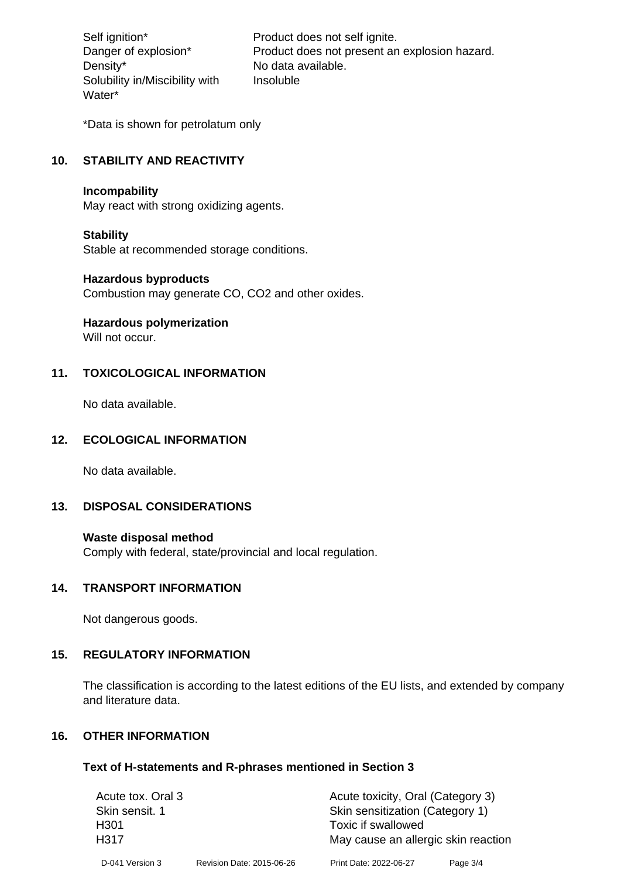| | |
|---|---|
| Self ignition* | Product does not self ignite. |
| Danger of explosion* | Product does not present an explosion hazard. |
| Density* | No data available. |
| Solubility in/Miscibility with Water* | Insoluble |

*Data is shown for petrolatum only

## 10. STABILITY AND REACTIVITY

**Incompability**
May react with strong oxidizing agents.

**Stability**
Stable at recommended storage conditions.

**Hazardous byproducts**
Combustion may generate CO, $CO_2$ and other oxides.

**Hazardous polymerization**
Will not occur.

## 11. TOXICOLOGICAL INFORMATION

No data available.

## 12. ECOLOGICAL INFORMATION

No data available.

## 13. DISPOSAL CONSIDERATIONS

**Waste disposal method**
Comply with federal, state/provincial and local regulation.

## 14. TRANSPORT INFORMATION

Not dangerous goods.

## 15. REGULATORY INFORMATION

The classification is according to the latest editions of the EU lists, and extended by company and literature data.

## 16. OTHER INFORMATION

### Text of H-statements and R-phrases mentioned in Section 3

| | |
|---|---|
| Acute tox. Oral 3 | Acute toxicity, Oral (Category 3) |
| Skin sensit. 1 | Skin sensitization (Category 1) |
| H301 | Toxic if swallowed |
| H317 | May cause an allergic skin reaction |

D-041 Version 3 Revision Date: 2015-06-26 Print Date: 2022-06-27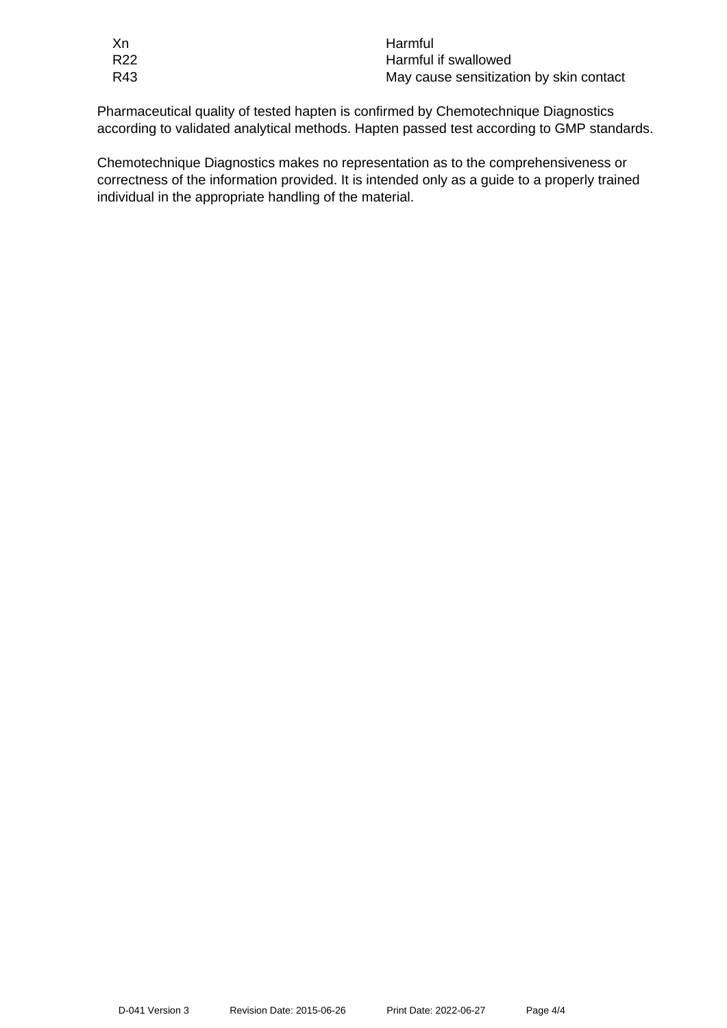| | |
|---|---|
| Xn | Harmful |
| R22 | Harmful if swallowed |
| R43 | May cause sensitization by skin contact |

Pharmaceutical quality of tested hapten is confirmed by Chemotechnique Diagnostics according to validated analytical methods. Hapten passed test according to GMP standards.

Chemotechnique Diagnostics makes no representation as to the comprehensiveness or correctness of the information provided. It is intended only as a guide to a properly trained individual in the appropriate handling of the material.